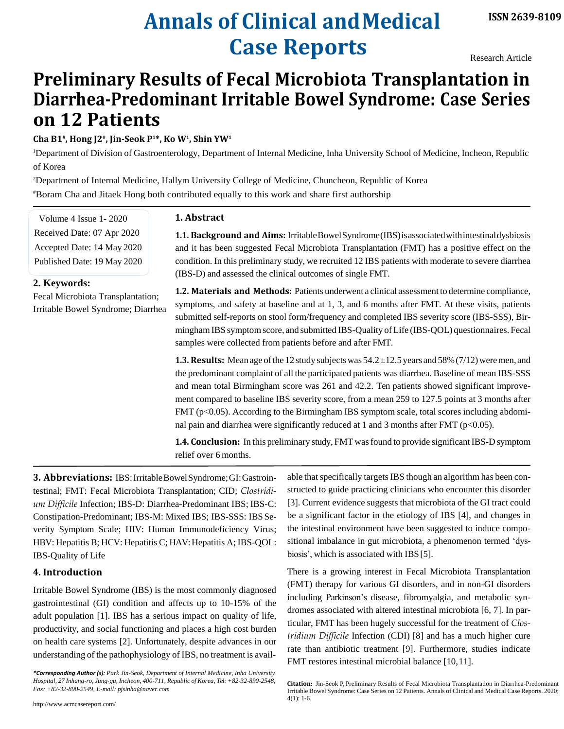# Preliminary Results of Fecal Microbiota Transplantation in Diarrhea-Predominant Irritable Bowel Syndrome: Case Series on 12 Patients

Research Article

**Cha B1[#], Hong J2[#], Jin-Seok P[1]*, Ko W[1], Shin YW[1]**

[1]Department of Division of Gastroenterology, Department of Internal Medicine, Inha University School of Medicine, Incheon, Republic of Korea

[2]Department of Internal Medicine, Hallym University College of Medicine, Chuncheon, Republic of Korea

[#]Boram Cha and Jitaek Hong both contributed equally to this work and share first authorship

Volume 4 Issue 1- 2020
Received Date: 07 Apr 2020
Accepted Date: 14 May 2020
Published Date: 19 May 2020

## 1. Abstract

**1.1. Background and Aims:** Irritable Bowel Syndrome (IBS) is associated with intestinal dysbiosis and it has been suggested Fecal Microbiota Transplantation (FMT) has a positive effect on the condition. In this preliminary study, we recruited 12 IBS patients with moderate to severe diarrhea (IBS-D) and assessed the clinical outcomes of single FMT.

**1.2. Materials and Methods:** Patients underwent a clinical assessment to determine compliance, symptoms, and safety at baseline and at 1, 3, and 6 months after FMT. At these visits, patients submitted self-reports on stool form/frequency and completed IBS severity score (IBS-SSS), Birmingham IBS symptom score, and submitted IBS-Quality of Life (IBS-QOL) questionnaires. Fecal samples were collected from patients before and after FMT.

**1.3. Results:** Mean age of the 12 study subjects was 54.2 ±12.5 years and 58% (7/12) were men, and the predominant complaint of all the participated patients was diarrhea. Baseline of mean IBS-SSS and mean total Birmingham score was 261 and 42.2. Ten patients showed significant improvement compared to baseline IBS severity score, from a mean 259 to 127.5 points at 3 months after FMT ($p<0.05$). According to the Birmingham IBS symptom scale, total scores including abdominal pain and diarrhea were significantly reduced at 1 and 3 months after FMT ($p<0.05$).

**1.4. Conclusion:** In this preliminary study, FMT was found to provide significant IBS-D symptom relief over 6 months.

## 2. Keywords:

Fecal Microbiota Transplantation; Irritable Bowel Syndrome; Diarrhea

**3. Abbreviations:** IBS: Irritable Bowel Syndrome; GI: Gastrointestinal; FMT: Fecal Microbiota Transplantation; CID; *Clostridium Difficile* Infection; IBS-D: Diarrhea-Predominant IBS; IBS-C: Constipation-Predominant; IBS-M: Mixed IBS; IBS-SSS: IBS Severity Symptom Scale; HIV: Human Immunodeficiency Virus; HBV: Hepatitis B; HCV: Hepatitis C; HAV: Hepatitis A; IBS-QOL: IBS-Quality of Life

## 4. Introduction

Irritable Bowel Syndrome (IBS) is the most commonly diagnosed gastrointestinal (GI) condition and affects up to 10-15% of the adult population [1]. IBS has a serious impact on quality of life, productivity, and social functioning and places a high cost burden on health care systems [2]. Unfortunately, despite advances in our understanding of the pathophysiology of IBS, no treatment is available that specifically targets IBS though an algorithm has been constructed to guide practicing clinicians who encounter this disorder [3]. Current evidence suggests that microbiota of the GI tract could be a significant factor in the etiology of IBS [4], and changes in the intestinal environment have been suggested to induce compositional imbalance in gut microbiota, a phenomenon termed 'dysbiosis', which is associated with IBS [5].

There is a growing interest in Fecal Microbiota Transplantation (FMT) therapy for various GI disorders, and in non-GI disorders including Parkinson's disease, fibromyalgia, and metabolic syndromes associated with altered intestinal microbiota [6, 7]. In particular, FMT has been hugely successful for the treatment of *Clostridium Difficile* Infection (CDI) [8] and has a much higher cure rate than antibiotic treatment [9]. Furthermore, studies indicate FMT restores intestinal microbial balance [10,11].

***Corresponding Author (s):** *Park Jin-Seok, Department of Internal Medicine, Inha University Hospital, 27 Inhang-ro, Jung-gu, Incheon, 400-711, Republic of Korea, Tel: +82-32-890-2548, Fax: +82-32-890-2549, E-mail: pjsinha@naver.com*

**Citation:** Jin-Seok P, Preliminary Results of Fecal Microbiota Transplantation in Diarrhea-Predominant Irritable Bowel Syndrome: Case Series on 12 Patients. Annals of Clinical and Medical Case Reports. 2020; 4(1): 1-6.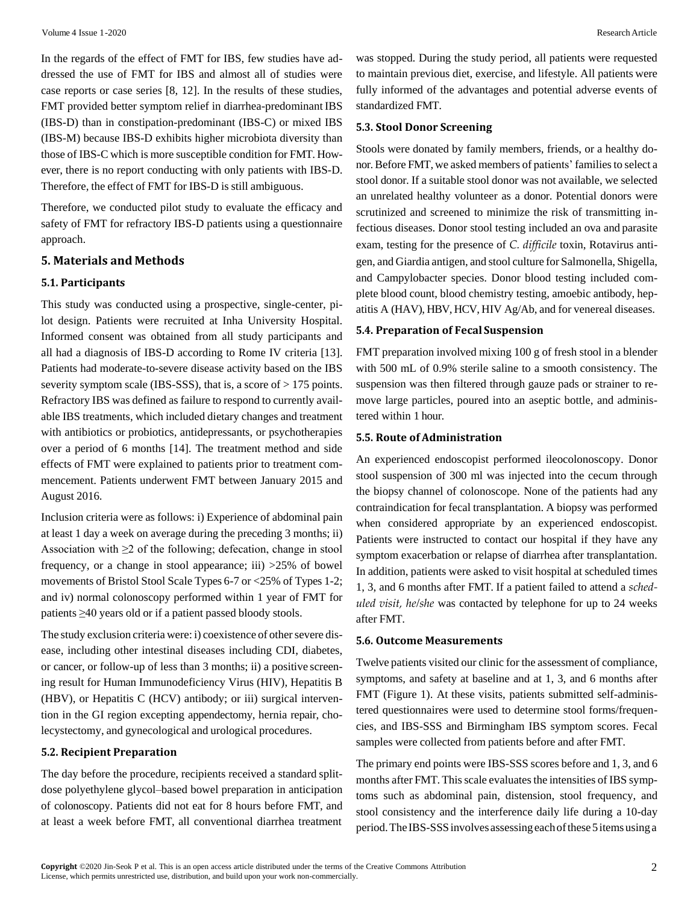In the regards of the effect of FMT for IBS, few studies have addressed the use of FMT for IBS and almost all of studies were case reports or case series [8, 12]. In the results of these studies, FMT provided better symptom relief in diarrhea-predominant IBS (IBS-D) than in constipation-predominant (IBS-C) or mixed IBS (IBS-M) because IBS-D exhibits higher microbiota diversity than those of IBS-C which is more susceptible condition for FMT. However, there is no report conducting with only patients with IBS-D. Therefore, the effect of FMT for IBS-D is still ambiguous.

Therefore, we conducted pilot study to evaluate the efficacy and safety of FMT for refractory IBS-D patients using a questionnaire approach.

## 5. Materials and Methods

### 5.1. Participants

This study was conducted using a prospective, single-center, pilot design. Patients were recruited at Inha University Hospital. Informed consent was obtained from all study participants and all had a diagnosis of IBS-D according to Rome IV criteria [13]. Patients had moderate-to-severe disease activity based on the IBS severity symptom scale (IBS-SSS), that is, a score of > 175 points. Refractory IBS was defined as failure to respond to currently available IBS treatments, which included dietary changes and treatment with antibiotics or probiotics, antidepressants, or psychotherapies over a period of 6 months [14]. The treatment method and side effects of FMT were explained to patients prior to treatment commencement. Patients underwent FMT between January 2015 and August 2016.

Inclusion criteria were as follows: i) Experience of abdominal pain at least 1 day a week on average during the preceding 3 months; ii) Association with ≥2 of the following; defecation, change in stool frequency, or a change in stool appearance; iii) >25% of bowel movements of Bristol Stool Scale Types 6-7 or <25% of Types 1-2; and iv) normal colonoscopy performed within 1 year of FMT for patients ≥40 years old or if a patient passed bloody stools.

The study exclusion criteria were: i) coexistence of other severe disease, including other intestinal diseases including CDI, diabetes, or cancer, or follow-up of less than 3 months; ii) a positive screening result for Human Immunodeficiency Virus (HIV), Hepatitis B (HBV), or Hepatitis C (HCV) antibody; or iii) surgical intervention in the GI region excepting appendectomy, hernia repair, cholecystectomy, and gynecological and urological procedures.

### 5.2. Recipient Preparation

The day before the procedure, recipients received a standard split-dose polyethylene glycol–based bowel preparation in anticipation of colonoscopy. Patients did not eat for 8 hours before FMT, and at least a week before FMT, all conventional diarrhea treatment was stopped. During the study period, all patients were requested to maintain previous diet, exercise, and lifestyle. All patients were fully informed of the advantages and potential adverse events of standardized FMT.

### 5.3. Stool Donor Screening

Stools were donated by family members, friends, or a healthy donor. Before FMT, we asked members of patients' families to select a stool donor. If a suitable stool donor was not available, we selected an unrelated healthy volunteer as a donor. Potential donors were scrutinized and screened to minimize the risk of transmitting infectious diseases. Donor stool testing included an ova and parasite exam, testing for the presence of *C. difficile* toxin, Rotavirus antigen, and Giardia antigen, and stool culture for Salmonella, Shigella, and Campylobacter species. Donor blood testing included complete blood count, blood chemistry testing, amoebic antibody, hepatitis A (HAV), HBV, HCV, HIV Ag/Ab, and for venereal diseases.

### 5.4. Preparation of Fecal Suspension

FMT preparation involved mixing 100 g of fresh stool in a blender with 500 mL of 0.9% sterile saline to a smooth consistency. The suspension was then filtered through gauze pads or strainer to remove large particles, poured into an aseptic bottle, and administered within 1 hour.

### 5.5. Route of Administration

An experienced endoscopist performed ileocolonoscopy. Donor stool suspension of 300 ml was injected into the cecum through the biopsy channel of colonoscope. None of the patients had any contraindication for fecal transplantation. A biopsy was performed when considered appropriate by an experienced endoscopist. Patients were instructed to contact our hospital if they have any symptom exacerbation or relapse of diarrhea after transplantation. In addition, patients were asked to visit hospital at scheduled times 1, 3, and 6 months after FMT. If a patient failed to attend a *scheduled visit, he/she* was contacted by telephone for up to 24 weeks after FMT.

### 5.6. Outcome Measurements

Twelve patients visited our clinic for the assessment of compliance, symptoms, and safety at baseline and at 1, 3, and 6 months after FMT (Figure 1). At these visits, patients submitted self-administered questionnaires were used to determine stool forms/frequencies, and IBS-SSS and Birmingham IBS symptom scores. Fecal samples were collected from patients before and after FMT.

The primary end points were IBS-SSS scores before and 1, 3, and 6 months after FMT. This scale evaluates the intensities of IBS symptoms such as abdominal pain, distension, stool frequency, and stool consistency and the interference daily life during a 10-day period. The IBS-SSS involves assessing each of these 5 items using a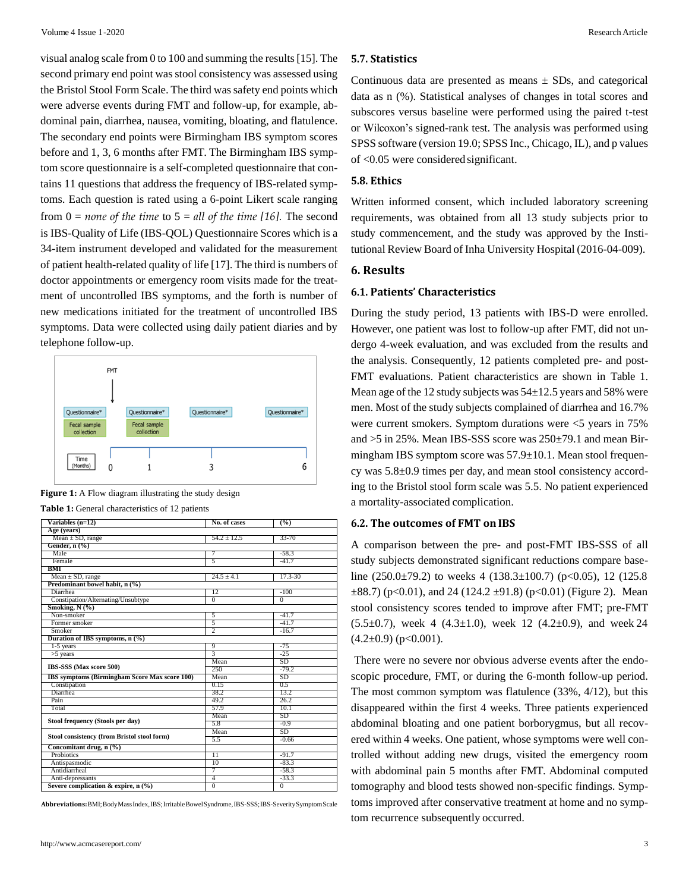visual analog scale from 0 to 100 and summing the results [15]. The second primary end point was stool consistency was assessed using the Bristol Stool Form Scale. The third was safety end points which were adverse events during FMT and follow-up, for example, abdominal pain, diarrhea, nausea, vomiting, bloating, and flatulence. The secondary end points were Birmingham IBS symptom scores before and 1, 3, 6 months after FMT. The Birmingham IBS symptom score questionnaire is a self-completed questionnaire that contains 11 questions that address the frequency of IBS-related symptoms. Each question is rated using a 6-point Likert scale ranging from 0 = *none of the time* to 5 = *all of the time [16].* The second is IBS-Quality of Life (IBS-QOL) Questionnaire Scores which is a 34-item instrument developed and validated for the measurement of patient health-related quality of life [17]. The third is numbers of doctor appointments or emergency room visits made for the treatment of uncontrolled IBS symptoms, and the forth is number of new medications initiated for the treatment of uncontrolled IBS symptoms. Data were collected using daily patient diaries and by telephone follow-up.

**Figure 1:** A Flow diagram illustrating the study design

**Table 1:** General characteristics of 12 patients

| Variables (n=12) | No. of cases | (%) |
|---|---|---|
| **Age (years)** | | |
| Mean ± SD, range | 54.2 ± 12.5 | 33-70 |
| **Gender, n (%)** | | |
| Male | 7 | -58.3 |
| Female | 5 | -41.7 |
| **BMI** | | |
| Mean ± SD, range | 24.5 ± 4.1 | 17.3-30 |
| **Predominant bowel habit, n (%)** | | |
| Diarrhea | 12 | -100 |
| Constipation/Alternating/Unsubtype | 0 | 0 |
| **Smoking, N (%)** | | |
| Non-smoker | 5 | -41.7 |
| Former smoker | 5 | -41.7 |
| Smoker | 2 | -16.7 |
| **Duration of IBS symptoms, n (%)** | | |
| 1-5 years | 9 | -75 |
| >5 years | 3 | -25 |
| **IBS-SSS (Max score 500)** | Mean | SD |
| | 250 | -79.2 |
| **IBS symptoms (Birmingham Score Max score 100)** | Mean | SD |
| Constipation | 0.15 | 0.5 |
| Diarrhea | 38.2 | 13.2 |
| Pain | 49.2 | 26.2 |
| Total | 57.9 | 10.1 |
| **Stool frequency (Stools per day)** | Mean | SD |
| | 5.8 | -0.9 |
| **Stool consistency (from Bristol stool form)** | Mean | SD |
| | 5.5 | -0.66 |
| **Concomitant drug, n (%)** | | |
| Probiotics | 11 | -91.7 |
| Antispasmodic | 10 | -83.3 |
| Antidiarrheal | 7 | -58.3 |
| Anti-depressants | 4 | -33.3 |
| **Severe complication & expire, n (%)** | 0 | 0 |

**Abbreviations:** BMI; Body Mass Index, IBS; Irritable Bowel Syndrome, IBS-SSS; IBS-Severity Symptom Scale

### 5.7. Statistics

Continuous data are presented as means ± SDs, and categorical data as n (%). Statistical analyses of changes in total scores and subscores versus baseline were performed using the paired t-test or Wilcoxon's signed-rank test. The analysis was performed using SPSS software (version 19.0; SPSS Inc., Chicago, IL), and p values of <0.05 were considered significant.

### 5.8. Ethics

Written informed consent, which included laboratory screening requirements, was obtained from all 13 study subjects prior to study commencement, and the study was approved by the Institutional Review Board of Inha University Hospital (2016-04-009).

## 6. Results

### 6.1. Patients' Characteristics

During the study period, 13 patients with IBS-D were enrolled. However, one patient was lost to follow-up after FMT, did not undergo 4-week evaluation, and was excluded from the results and the analysis. Consequently, 12 patients completed pre- and post-FMT evaluations. Patient characteristics are shown in Table 1. Mean age of the 12 study subjects was 54±12.5 years and 58% were men. Most of the study subjects complained of diarrhea and 16.7% were current smokers. Symptom durations were <5 years in 75% and >5 in 25%. Mean IBS-SSS score was 250±79.1 and mean Birmingham IBS symptom score was 57.9±10.1. Mean stool frequency was 5.8±0.9 times per day, and mean stool consistency according to the Bristol stool form scale was 5.5. No patient experienced a mortality-associated complication.

### 6.2. The outcomes of FMT on IBS

A comparison between the pre- and post-FMT IBS-SSS of all study subjects demonstrated significant reductions compare baseline (250.0±79.2) to weeks 4 (138.3±100.7) ($p<0.05$), 12 (125.8 ±88.7) ($p<0.01$), and 24 (124.2 ±91.8) ($p<0.01$) (Figure 2). Mean stool consistency scores tended to improve after FMT; pre-FMT (5.5±0.7), week 4 (4.3±1.0), week 12 (4.2±0.9), and week 24 (4.2±0.9) ($p<0.001$).

There were no severe nor obvious adverse events after the endoscopic procedure, FMT, or during the 6-month follow-up period. The most common symptom was flatulence (33%, 4/12), but this disappeared within the first 4 weeks. Three patients experienced abdominal bloating and one patient borborygmus, but all recovered within 4 weeks. One patient, whose symptoms were well controlled without adding new drugs, visited the emergency room with abdominal pain 5 months after FMT. Abdominal computed tomography and blood tests showed non-specific findings. Symptoms improved after conservative treatment at home and no symptom recurrence subsequently occurred.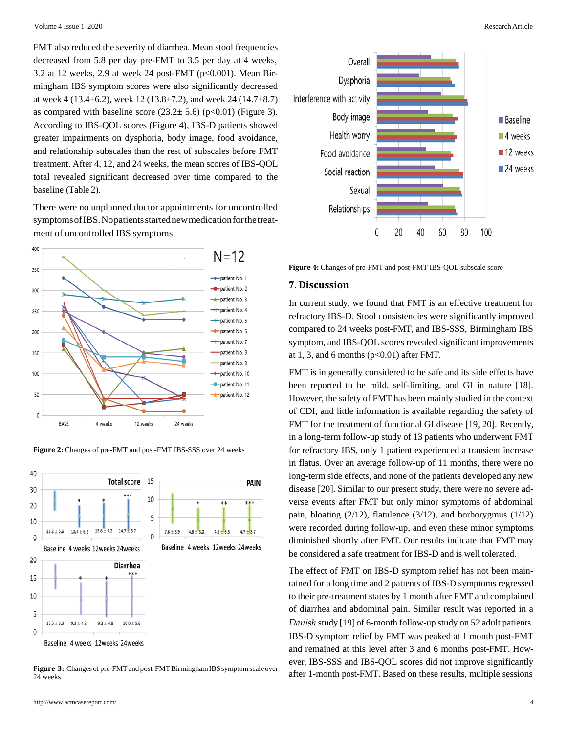FMT also reduced the severity of diarrhea. Mean stool frequencies decreased from 5.8 per day pre-FMT to 3.5 per day at 4 weeks, 3.2 at 12 weeks, 2.9 at week 24 post-FMT ($p<0.001$). Mean Birmingham IBS symptom scores were also significantly decreased at week 4 (13.4±6.2), week 12 (13.8±7.2), and week 24 (14.7±8.7) as compared with baseline score (23.2± 5.6) ($p<0.01$) (Figure 3). According to IBS-QOL scores (Figure 4), IBS-D patients showed greater impairments on dysphoria, body image, food avoidance, and relationship subscales than the rest of subscales before FMT treatment. After 4, 12, and 24 weeks, the mean scores of IBS-QOL total revealed significant decreased over time compared to the baseline (Table 2).

There were no unplanned doctor appointments for uncontrolled symptoms of IBS. No patients started new medication for the treatment of uncontrolled IBS symptoms.

**Figure 2:** Changes of pre-FMT and post-FMT IBS-SSS over 24 weeks

**Figure 3:** Changes of pre-FMT and post-FMT Birmingham IBS symptom scale over 24 weeks

**Figure 4:** Changes of pre-FMT and post-FMT IBS-QOL subscale score

## 7. Discussion

In current study, we found that FMT is an effective treatment for refractory IBS-D. Stool consistencies were significantly improved compared to 24 weeks post-FMT, and IBS-SSS, Birmingham IBS symptom, and IBS-QOL scores revealed significant improvements at 1, 3, and 6 months ($p<0.01$) after FMT.

FMT is in generally considered to be safe and its side effects have been reported to be mild, self-limiting, and GI in nature [18]. However, the safety of FMT has been mainly studied in the context of CDI, and little information is available regarding the safety of FMT for the treatment of functional GI disease [19, 20]. Recently, in a long-term follow-up study of 13 patients who underwent FMT for refractory IBS, only 1 patient experienced a transient increase in flatus. Over an average follow-up of 11 months, there were no long-term side effects, and none of the patients developed any new disease [20]. Similar to our present study, there were no severe adverse events after FMT but only minor symptoms of abdominal pain, bloating (2/12), flatulence (3/12), and borborygmus (1/12) were recorded during follow-up, and even these minor symptoms diminished shortly after FMT. Our results indicate that FMT may be considered a safe treatment for IBS-D and is well tolerated.

The effect of FMT on IBS-D symptom relief has not been maintained for a long time and 2 patients of IBS-D symptoms regressed to their pre-treatment states by 1 month after FMT and complained of diarrhea and abdominal pain. Similar result was reported in a *Danish* study [19] of 6-month follow-up study on 52 adult patients. IBS-D symptom relief by FMT was peaked at 1 month post-FMT and remained at this level after 3 and 6 months post-FMT. However, IBS-SSS and IBS-QOL scores did not improve significantly after 1-month post-FMT. Based on these results, multiple sessions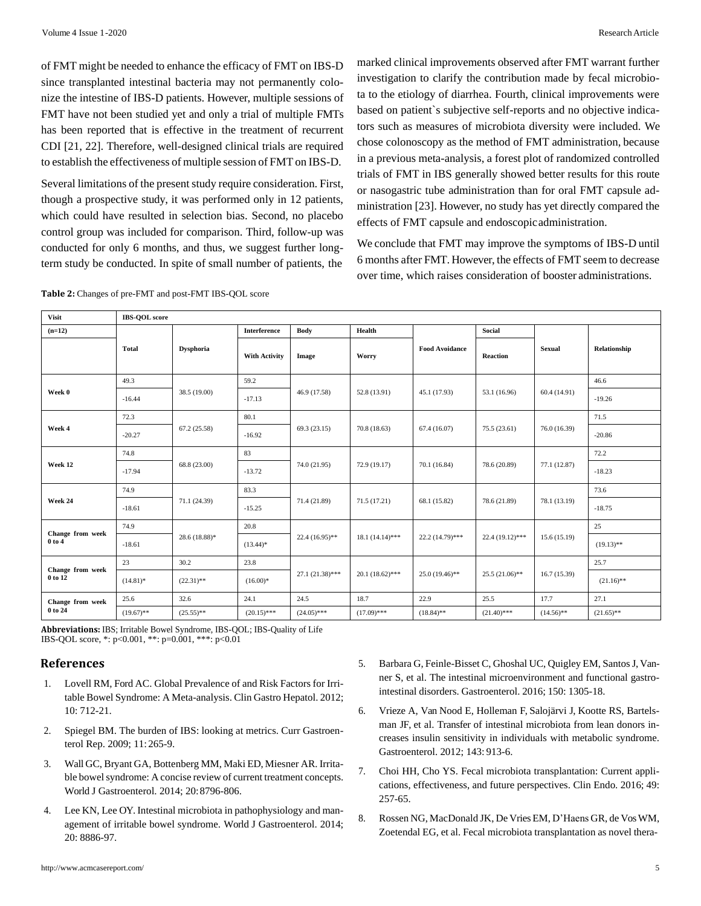of FMT might be needed to enhance the efficacy of FMT on IBS-D since transplanted intestinal bacteria may not permanently colonize the intestine of IBS-D patients. However, multiple sessions of FMT have not been studied yet and only a trial of multiple FMTs has been reported that is effective in the treatment of recurrent CDI [21, 22]. Therefore, well-designed clinical trials are required to establish the effectiveness of multiple session of FMT on IBS-D.

Several limitations of the present study require consideration. First, though a prospective study, it was performed only in 12 patients, which could have resulted in selection bias. Second, no placebo control group was included for comparison. Third, follow-up was conducted for only 6 months, and thus, we suggest further long-term study be conducted. In spite of small number of patients, the marked clinical improvements observed after FMT warrant further investigation to clarify the contribution made by fecal microbiota to the etiology of diarrhea. Fourth, clinical improvements were based on patient`s subjective self-reports and no objective indicators such as measures of microbiota diversity were included. We chose colonoscopy as the method of FMT administration, because in a previous meta-analysis, a forest plot of randomized controlled trials of FMT in IBS generally showed better results for this route or nasogastric tube administration than for oral FMT capsule administration [23]. However, no study has yet directly compared the effects of FMT capsule and endoscopic administration.

We conclude that FMT may improve the symptoms of IBS-D until 6 months after FMT. However, the effects of FMT seem to decrease over time, which raises consideration of booster administrations.

**Table 2:** Changes of pre-FMT and post-FMT IBS-QOL score

| Visit | IBS-QOL score | | | | | | | | |
|---|---|---|---|---|---|---|---|---|---|
| (n=12) | Total | Dysphoria | Interference With Activity | Body Image | Health Worry | Food Avoidance | Social Reaction | Sexual | Relationship |
| Week 0 | 49.3 -16.44 | 38.5 (19.00) | 59.2 -17.13 | 46.9 (17.58) | 52.8 (13.91) | 45.1 (17.93) | 53.1 (16.96) | 60.4 (14.91) | 46.6 -19.26 |
| Week 4 | 72.3 -20.27 | 67.2 (25.58) | 80.1 -16.92 | 69.3 (23.15) | 70.8 (18.63) | 67.4 (16.07) | 75.5 (23.61) | 76.0 (16.39) | 71.5 -20.86 |
| Week 12 | 74.8 -17.94 | 68.8 (23.00) | 83 -13.72 | 74.0 (21.95) | 72.9 (19.17) | 70.1 (16.84) | 78.6 (20.89) | 77.1 (12.87) | 72.2 -18.23 |
| Week 24 | 74.9 -18.61 | 71.1 (24.39) | 83.3 -15.25 | 71.4 (21.89) | 71.5 (17.21) | 68.1 (15.82) | 78.6 (21.89) | 78.1 (13.19) | 73.6 -18.75 |
| Change from week 0 to 4 | 74.9 -18.61 | 28.6 (18.88)* | 20.8 (13.44)* | 22.4 (16.95)** | 18.1 (14.14)*** | 22.2 (14.79)*** | 22.4 (19.12)*** | 15.6 (15.19) | 25 (19.13)** |
| Change from week 0 to 12 | 23 (14.81)* | 30.2 (22.31)** | 23.8 (16.00)* | 27.1 (21.38)*** | 20.1 (18.62)*** | 25.0 (19.46)** | 25.5 (21.06)** | 16.7 (15.39) | 25.7 (21.16)** |
| Change from week 0 to 24 | 25.6 (19.67)** | 32.6 (25.55)** | 24.1 (20.15)*** | 24.5 (24.05)*** | 18.7 (17.09)*** | 22.9 (18.84)** | 25.5 (21.40)*** | 17.7 (14.56)** | 27.1 (21.65)** |

**Abbreviations:** IBS; Irritable Bowel Syndrome, IBS-QOL; IBS-Quality of Life
IBS-QOL score, *: p<0.001, **: p=0.001, ***: p<0.01

## References

1. Lovell RM, Ford AC. Global Prevalence of and Risk Factors for Irritable Bowel Syndrome: A Meta-analysis. Clin Gastro Hepatol. 2012; 10: 712-21.
2. Spiegel BM. The burden of IBS: looking at metrics. Curr Gastroenterol Rep. 2009; 11: 265-9.
3. Wall GC, Bryant GA, Bottenberg MM, Maki ED, Miesner AR. Irritable bowel syndrome: A concise review of current treatment concepts. World J Gastroenterol. 2014; 20: 8796-806.
4. Lee KN, Lee OY. Intestinal microbiota in pathophysiology and management of irritable bowel syndrome. World J Gastroenterol. 2014; 20: 8886-97.
5. Barbara G, Feinle-Bisset C, Ghoshal UC, Quigley EM, Santos J, Vanner S, et al. The intestinal microenvironment and functional gastrointestinal disorders. Gastroenterol. 2016; 150: 1305-18.
6. Vrieze A, Van Nood E, Holleman F, Salojärvi J, Kootte RS, Bartelsman JF, et al. Transfer of intestinal microbiota from lean donors increases insulin sensitivity in individuals with metabolic syndrome. Gastroenterol. 2012; 143: 913-6.
7. Choi HH, Cho YS. Fecal microbiota transplantation: Current applications, effectiveness, and future perspectives. Clin Endo. 2016; 49: 257-65.
8. Rossen NG, MacDonald JK, De Vries EM, D'Haens GR, de Vos WM, Zoetendal EG, et al. Fecal microbiota transplantation as novel thera-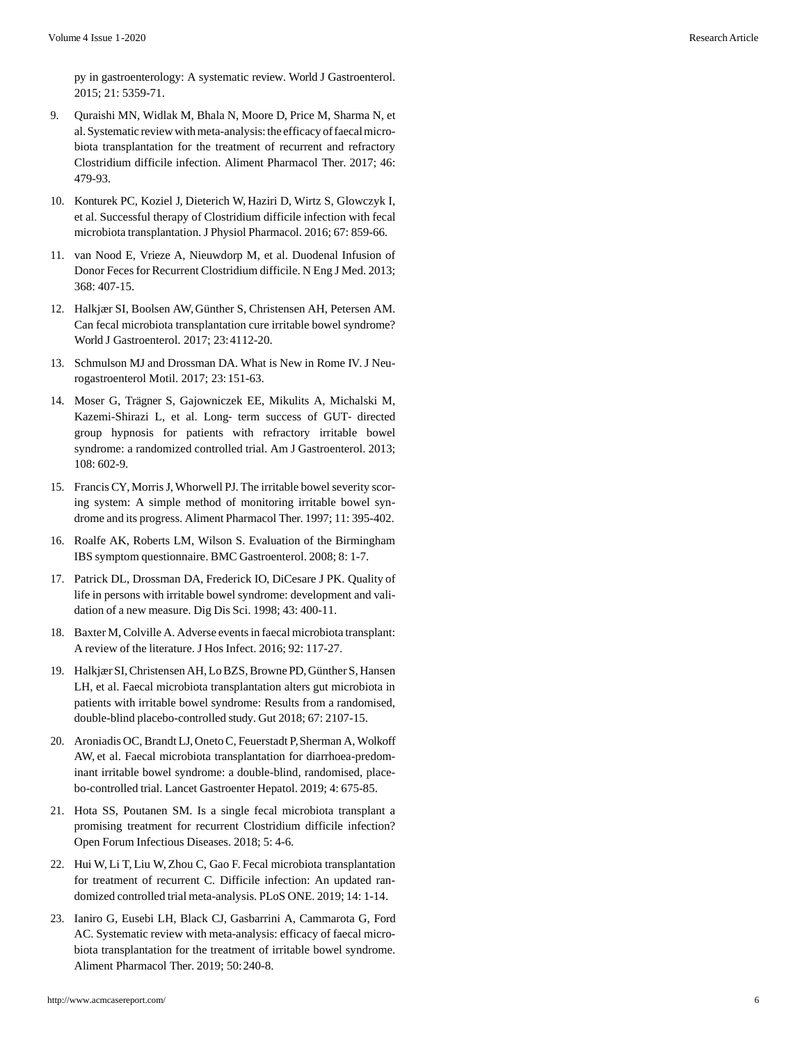py in gastroenterology: A systematic review. World J Gastroenterol. 2015; 21: 5359-71.

9. Quraishi MN, Widlak M, Bhala N, Moore D, Price M, Sharma N, et al. Systematic review with meta-analysis: the efficacy of faecal microbiota transplantation for the treatment of recurrent and refractory Clostridium difficile infection. Aliment Pharmacol Ther. 2017; 46: 479-93.

10. Konturek PC, Koziel J, Dieterich W, Haziri D, Wirtz S, Glowczyk I, et al. Successful therapy of Clostridium difficile infection with fecal microbiota transplantation. J Physiol Pharmacol. 2016; 67: 859-66.

11. van Nood E, Vrieze A, Nieuwdorp M, et al. Duodenal Infusion of Donor Feces for Recurrent Clostridium difficile. N Eng J Med. 2013; 368: 407-15.

12. Halkjær SI, Boolsen AW, Günther S, Christensen AH, Petersen AM. Can fecal microbiota transplantation cure irritable bowel syndrome? World J Gastroenterol. 2017; 23: 4112-20.

13. Schmulson MJ and Drossman DA. What is New in Rome IV. J Neurogastroenterol Motil. 2017; 23: 151-63.

14. Moser G, Trägner S, Gajowniczek EE, Mikulits A, Michalski M, Kazemi-Shirazi L, et al. Long- term success of GUT- directed group hypnosis for patients with refractory irritable bowel syndrome: a randomized controlled trial. Am J Gastroenterol. 2013; 108: 602-9.

15. Francis CY, Morris J, Whorwell PJ. The irritable bowel severity scoring system: A simple method of monitoring irritable bowel syndrome and its progress. Aliment Pharmacol Ther. 1997; 11: 395-402.

16. Roalfe AK, Roberts LM, Wilson S. Evaluation of the Birmingham IBS symptom questionnaire. BMC Gastroenterol. 2008; 8: 1-7.

17. Patrick DL, Drossman DA, Frederick IO, DiCesare J PK. Quality of life in persons with irritable bowel syndrome: development and validation of a new measure. Dig Dis Sci. 1998; 43: 400-11.

18. Baxter M, Colville A. Adverse events in faecal microbiota transplant: A review of the literature. J Hos Infect. 2016; 92: 117-27.

19. Halkjær SI, Christensen AH, Lo BZS, Browne PD, Günther S, Hansen LH, et al. Faecal microbiota transplantation alters gut microbiota in patients with irritable bowel syndrome: Results from a randomised, double-blind placebo-controlled study. Gut 2018; 67: 2107-15.

20. Aroniadis OC, Brandt LJ, Oneto C, Feuerstadt P, Sherman A, Wolkoff AW, et al. Faecal microbiota transplantation for diarrhoea-predominant irritable bowel syndrome: a double-blind, randomised, placebo-controlled trial. Lancet Gastroenter Hepatol. 2019; 4: 675-85.

21. Hota SS, Poutanen SM. Is a single fecal microbiota transplant a promising treatment for recurrent Clostridium difficile infection? Open Forum Infectious Diseases. 2018; 5: 4-6.

22. Hui W, Li T, Liu W, Zhou C, Gao F. Fecal microbiota transplantation for treatment of recurrent C. Difficile infection: An updated randomized controlled trial meta-analysis. PLoS ONE. 2019; 14: 1-14.

23. Ianiro G, Eusebi LH, Black CJ, Gasbarrini A, Cammarota G, Ford AC. Systematic review with meta-analysis: efficacy of faecal microbiota transplantation for the treatment of irritable bowel syndrome. Aliment Pharmacol Ther. 2019; 50: 240-8.